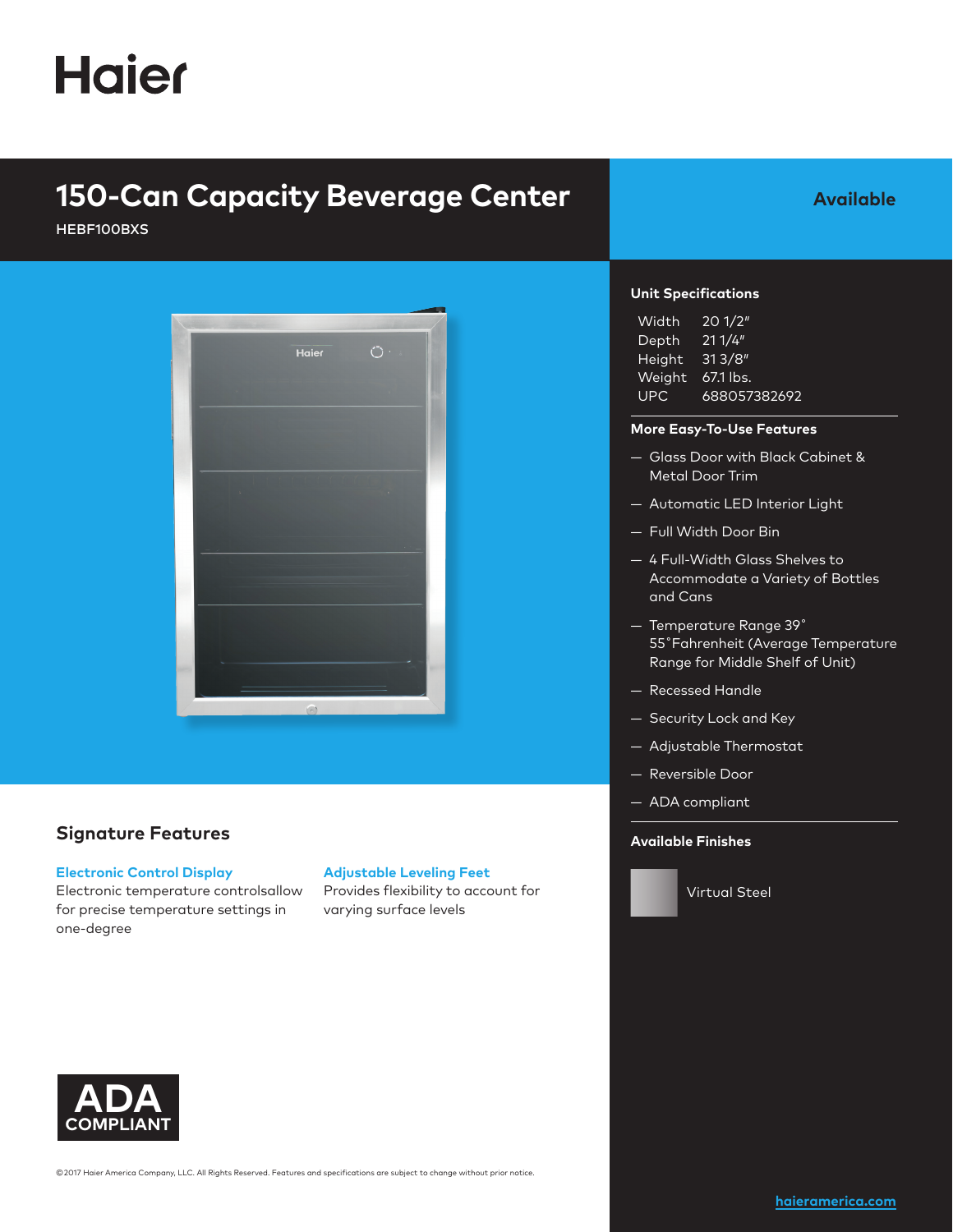# Haier

## 150-Can Capacity Beverage Center

HEBF100BXS

**Available**

### Unit Specifications

| | |
|---|---|
| Width | 20 1/2" |
| Depth | 21 1/4" |
| Height | 31 3/8" |
| Weight | 67.1 lbs. |
| UPC | 688057382692 |

### More Easy-To-Use Features

- Glass Door with Black Cabinet & Metal Door Trim
- Automatic LED Interior Light
- Full Width Door Bin
- 4 Full-Width Glass Shelves to Accommodate a Variety of Bottles and Cans
- Temperature Range 39˚ 55˚Fahrenheit (Average Temperature Range for Middle Shelf of Unit)
- Recessed Handle
- Security Lock and Key
- Adjustable Thermostat
- Reversible Door
- ADA compliant

### Available Finishes

Virtual Steel

## Signature Features

**Electronic Control Display**
Electronic temperature controlsallow for precise temperature settings in one-degree

**Adjustable Leveling Feet**
Provides flexibility to account for varying surface levels

ADA COMPLIANT

©2017 Haier America Company, LLC. All Rights Reserved. Features and specifications are subject to change without prior notice.

haieramerica.com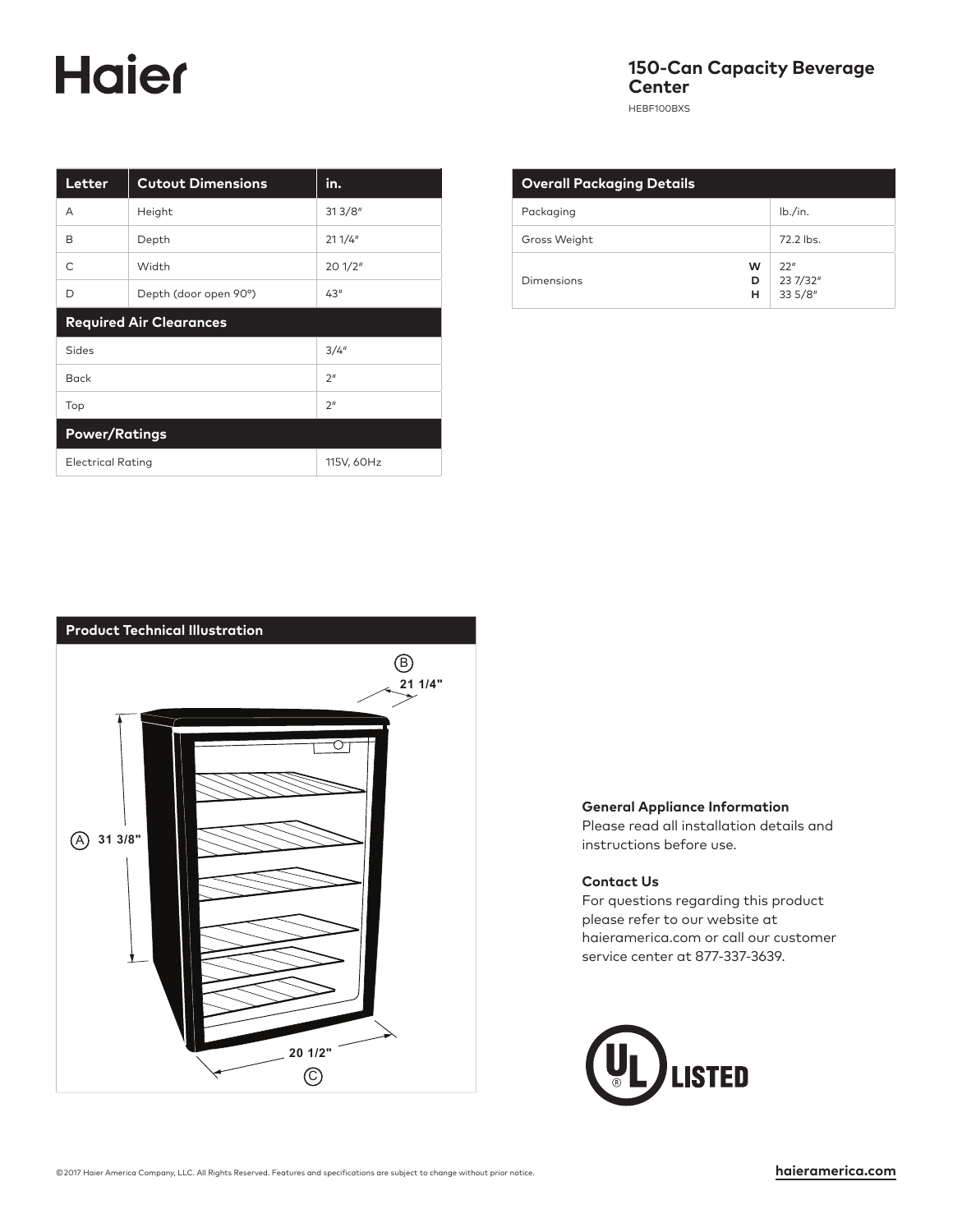# Haier

## 150-Can Capacity Beverage Center

HEBF100BXS

| Letter | Cutout Dimensions | in. |
|---|---|---|
| A | Height | 31 3/8" |
| B | Depth | 21 1/4" |
| C | Width | 20 1/2" |
| D | Depth (door open 90°) | 43" |
| **Required Air Clearances** | | |
| Sides | | 3/4" |
| Back | | 2" |
| Top | | 2" |
| **Power/Ratings** | | |
| Electrical Rating | | 115V, 60Hz |

| Overall Packaging Details | | |
|---|---|---|
| Packaging | | lb./in. |
| Gross Weight | | 72.2 lbs. |
| Dimensions | W<br>D<br>H | 22"<br>23 7/32"<br>33 5/8" |

### Product Technical Illustration

B
21 1/4"

A 31 3/8"

20 1/2"
C

**General Appliance Information**
Please read all installation details and instructions before use.

**Contact Us**
For questions regarding this product please refer to our website at haieramerica.com or call our customer service center at 877-337-3639.

UL LISTED

©2017 Haier America Company, LLC. All Rights Reserved. Features and specifications are subject to change without prior notice.

**haieramerica.com**